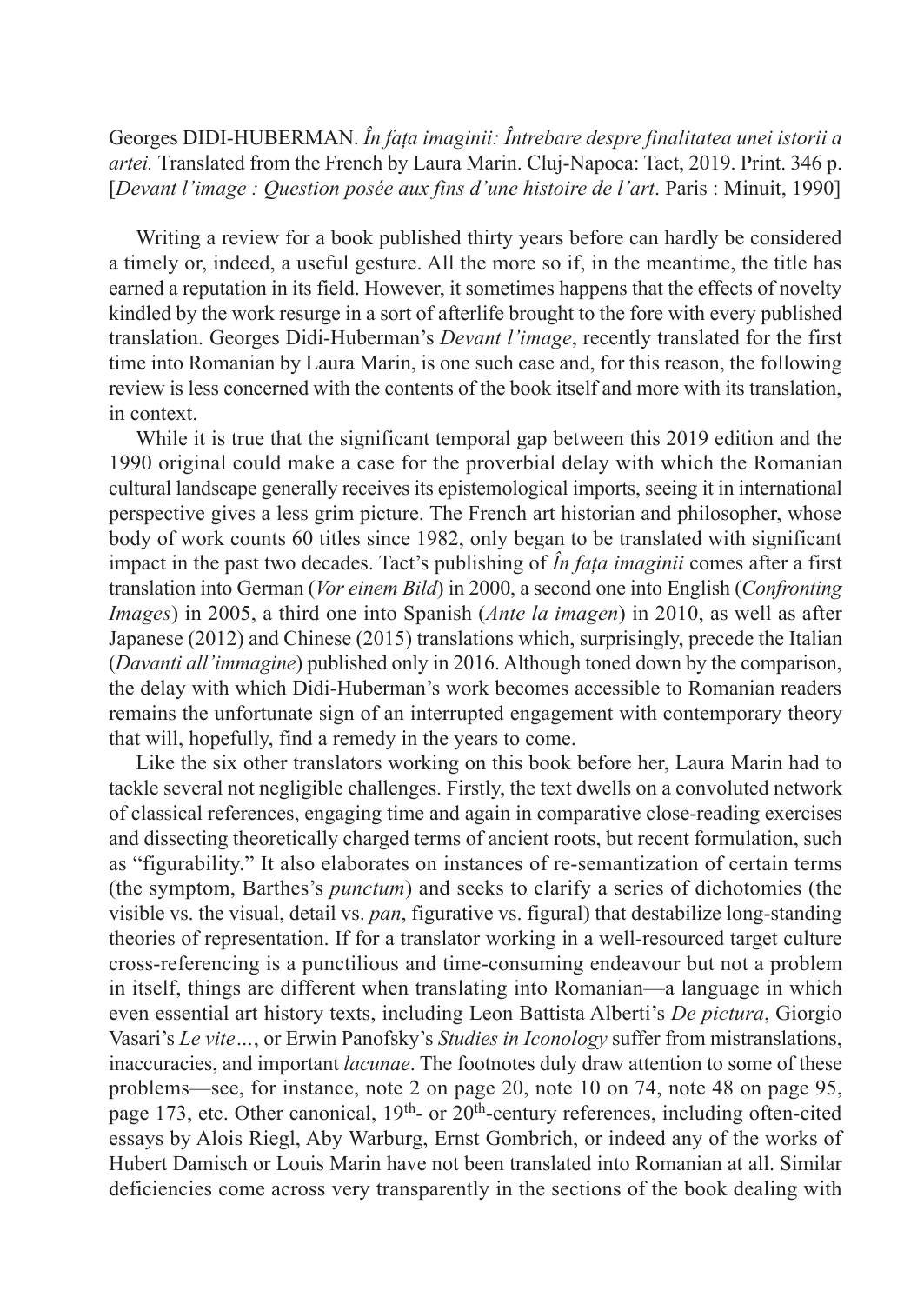Georges DIDI-HUBERMAN. *În fața imaginii: Întrebare despre finalitatea unei istorii a artei.* Translated from the French by Laura Marin. Cluj-Napoca: Tact, 2019. Print. 346 p. [*Devant l'image : Question posée aux fins d'une histoire de l'art*. Paris : Minuit, 1990]

Writing a review for a book published thirty years before can hardly be considered a timely or, indeed, a useful gesture. All the more so if, in the meantime, the title has earned a reputation in its field. However, it sometimes happens that the effects of novelty kindled by the work resurge in a sort of afterlife brought to the fore with every published translation. Georges Didi-Huberman's *Devant l'image*, recently translated for the first time into Romanian by Laura Marin, is one such case and, for this reason, the following review is less concerned with the contents of the book itself and more with its translation, in context.

While it is true that the significant temporal gap between this 2019 edition and the 1990 original could make a case for the proverbial delay with which the Romanian cultural landscape generally receives its epistemological imports, seeing it in international perspective gives a less grim picture. The French art historian and philosopher, whose body of work counts 60 titles since 1982, only began to be translated with significant impact in the past two decades. Tact's publishing of *În fața imaginii* comes after a first translation into German (*Vor einem Bild*) in 2000, a second one into English (*Confronting Images*) in 2005, a third one into Spanish (*Ante la imagen*) in 2010, as well as after Japanese (2012) and Chinese (2015) translations which, surprisingly, precede the Italian (*Davanti all'immagine*) published only in 2016. Although toned down by the comparison, the delay with which Didi-Huberman's work becomes accessible to Romanian readers remains the unfortunate sign of an interrupted engagement with contemporary theory that will, hopefully, find a remedy in the years to come.

Like the six other translators working on this book before her, Laura Marin had to tackle several not negligible challenges. Firstly, the text dwells on a convoluted network of classical references, engaging time and again in comparative close-reading exercises and dissecting theoretically charged terms of ancient roots, but recent formulation, such as "figurability." It also elaborates on instances of re-semantization of certain terms (the symptom, Barthes's *punctum*) and seeks to clarify a series of dichotomies (the visible vs. the visual, detail vs. *pan*, figurative vs. figural) that destabilize long-standing theories of representation. If for a translator working in a well-resourced target culture cross-referencing is a punctilious and time-consuming endeavour but not a problem in itself, things are different when translating into Romanian—a language in which even essential art history texts, including Leon Battista Alberti's *De pictura*, Giorgio Vasari's *Le vite…*, or Erwin Panofsky's *Studies in Iconology* suffer from mistranslations, inaccuracies, and important *lacunae*. The footnotes duly draw attention to some of these problems—see, for instance, note 2 on page 20, note 10 on 74, note 48 on page 95, page 173, etc. Other canonical, 19th- or 20th-century references, including often-cited essays by Alois Riegl, Aby Warburg, Ernst Gombrich, or indeed any of the works of Hubert Damisch or Louis Marin have not been translated into Romanian at all. Similar deficiencies come across very transparently in the sections of the book dealing with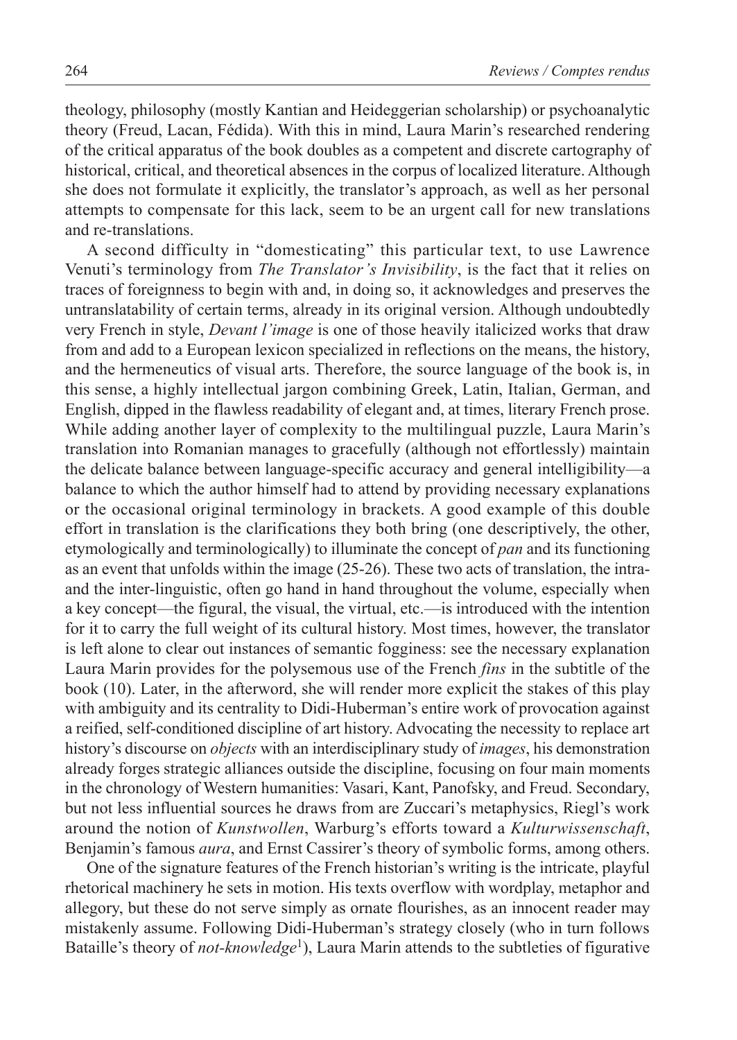theology, philosophy (mostly Kantian and Heideggerian scholarship) or psychoanalytic theory (Freud, Lacan, Fédida). With this in mind, Laura Marin's researched rendering of the critical apparatus of the book doubles as a competent and discrete cartography of historical, critical, and theoretical absences in the corpus of localized literature. Although she does not formulate it explicitly, the translator's approach, as well as her personal attempts to compensate for this lack, seem to be an urgent call for new translations and re-translations.

A second difficulty in "domesticating" this particular text, to use Lawrence Venuti's terminology from *The Translator's Invisibility*, is the fact that it relies on traces of foreignness to begin with and, in doing so, it acknowledges and preserves the untranslatability of certain terms, already in its original version. Although undoubtedly very French in style, *Devant l'image* is one of those heavily italicized works that draw from and add to a European lexicon specialized in reflections on the means, the history, and the hermeneutics of visual arts. Therefore, the source language of the book is, in this sense, a highly intellectual jargon combining Greek, Latin, Italian, German, and English, dipped in the flawless readability of elegant and, at times, literary French prose. While adding another layer of complexity to the multilingual puzzle, Laura Marin's translation into Romanian manages to gracefully (although not effortlessly) maintain the delicate balance between language-specific accuracy and general intelligibility—a balance to which the author himself had to attend by providing necessary explanations or the occasional original terminology in brackets. A good example of this double effort in translation is the clarifications they both bring (one descriptively, the other, etymologically and terminologically) to illuminate the concept of *pan* and its functioning as an event that unfolds within the image (25-26). These two acts of translation, the intra- and the inter-linguistic, often go hand in hand throughout the volume, especially when a key concept—the figural, the visual, the virtual, etc.—is introduced with the intention for it to carry the full weight of its cultural history. Most times, however, the translator is left alone to clear out instances of semantic fogginess: see the necessary explanation Laura Marin provides for the polysemous use of the French *fins* in the subtitle of the book (10). Later, in the afterword, she will render more explicit the stakes of this play with ambiguity and its centrality to Didi-Huberman's entire work of provocation against a reified, self-conditioned discipline of art history. Advocating the necessity to replace art history's discourse on *objects* with an interdisciplinary study of *images*, his demonstration already forges strategic alliances outside the discipline, focusing on four main moments in the chronology of Western humanities: Vasari, Kant, Panofsky, and Freud. Secondary, but not less influential sources he draws from are Zuccari's metaphysics, Riegl's work around the notion of *Kunstwollen*, Warburg's efforts toward a *Kulturwissenschaft*, Benjamin's famous *aura*, and Ernst Cassirer's theory of symbolic forms, among others.

One of the signature features of the French historian's writing is the intricate, playful rhetorical machinery he sets in motion. His texts overflow with wordplay, metaphor and allegory, but these do not serve simply as ornate flourishes, as an innocent reader may mistakenly assume. Following Didi-Huberman's strategy closely (who in turn follows Bataille's theory of *not-knowledge*[1]), Laura Marin attends to the subtleties of figurative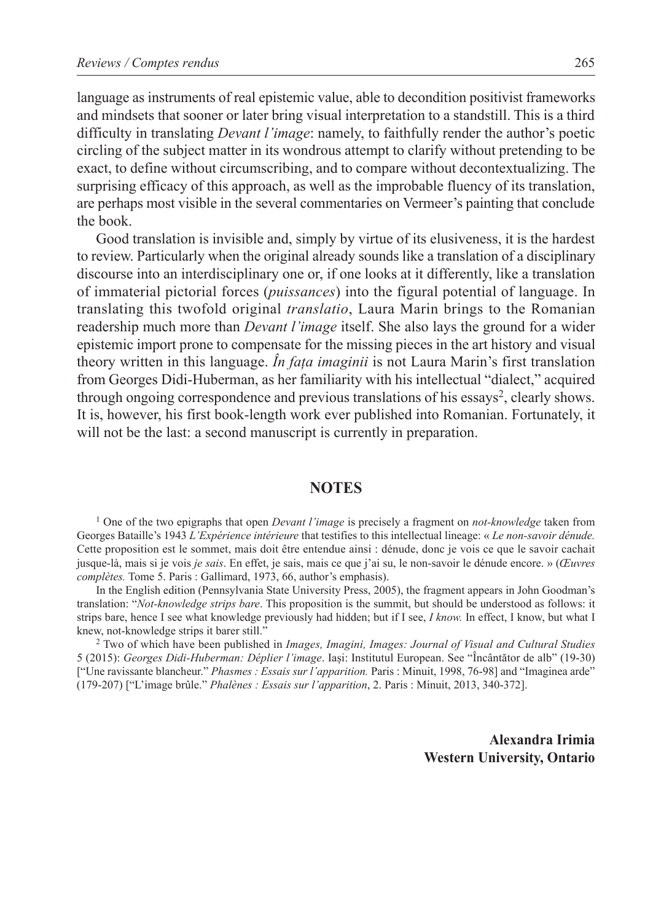language as instruments of real epistemic value, able to decondition positivist frameworks and mindsets that sooner or later bring visual interpretation to a standstill. This is a third difficulty in translating *Devant l'image*: namely, to faithfully render the author's poetic circling of the subject matter in its wondrous attempt to clarify without pretending to be exact, to define without circumscribing, and to compare without decontextualizing. The surprising efficacy of this approach, as well as the improbable fluency of its translation, are perhaps most visible in the several commentaries on Vermeer's painting that conclude the book.

Good translation is invisible and, simply by virtue of its elusiveness, it is the hardest to review. Particularly when the original already sounds like a translation of a disciplinary discourse into an interdisciplinary one or, if one looks at it differently, like a translation of immaterial pictorial forces (*puissances*) into the figural potential of language. In translating this twofold original *translatio*, Laura Marin brings to the Romanian readership much more than *Devant l'image* itself. She also lays the ground for a wider epistemic import prone to compensate for the missing pieces in the art history and visual theory written in this language. *În fața imaginii* is not Laura Marin's first translation from Georges Didi-Huberman, as her familiarity with his intellectual "dialect," acquired through ongoing correspondence and previous translations of his essays[2], clearly shows. It is, however, his first book-length work ever published into Romanian. Fortunately, it will not be the last: a second manuscript is currently in preparation.

## NOTES

[1] One of the two epigraphs that open *Devant l'image* is precisely a fragment on *not-knowledge* taken from Georges Bataille's 1943 *L'Expérience intérieure* that testifies to this intellectual lineage: « *Le non-savoir dénude.* Cette proposition est le sommet, mais doit être entendue ainsi : dénude, donc je vois ce que le savoir cachait jusque-là, mais si je vois *je sais*. En effet, je sais, mais ce que j'ai su, le non-savoir le dénude encore. » (*Œuvres complètes.* Tome 5. Paris : Gallimard, 1973, 66, author's emphasis).

In the English edition (Pennsylvania State University Press, 2005), the fragment appears in John Goodman's translation: "*Not-knowledge strips bare*. This proposition is the summit, but should be understood as follows: it strips bare, hence I see what knowledge previously had hidden; but if I see, *I know.* In effect, I know, but what I knew, not-knowledge strips it barer still."

[2] Two of which have been published in *Images, Imagini, Images: Journal of Visual and Cultural Studies* 5 (2015): *Georges Didi-Huberman: Déplier l'image*. Iași: Institutul European. See "Încântător de alb" (19-30) ["Une ravissante blancheur." *Phasmes : Essais sur l'apparition.* Paris : Minuit, 1998, 76-98] and "Imaginea arde" (179-207) ["L'image brûle." *Phalènes : Essais sur l'apparition*, 2. Paris : Minuit, 2013, 340-372].

**Alexandra Irimia**
**Western University, Ontario**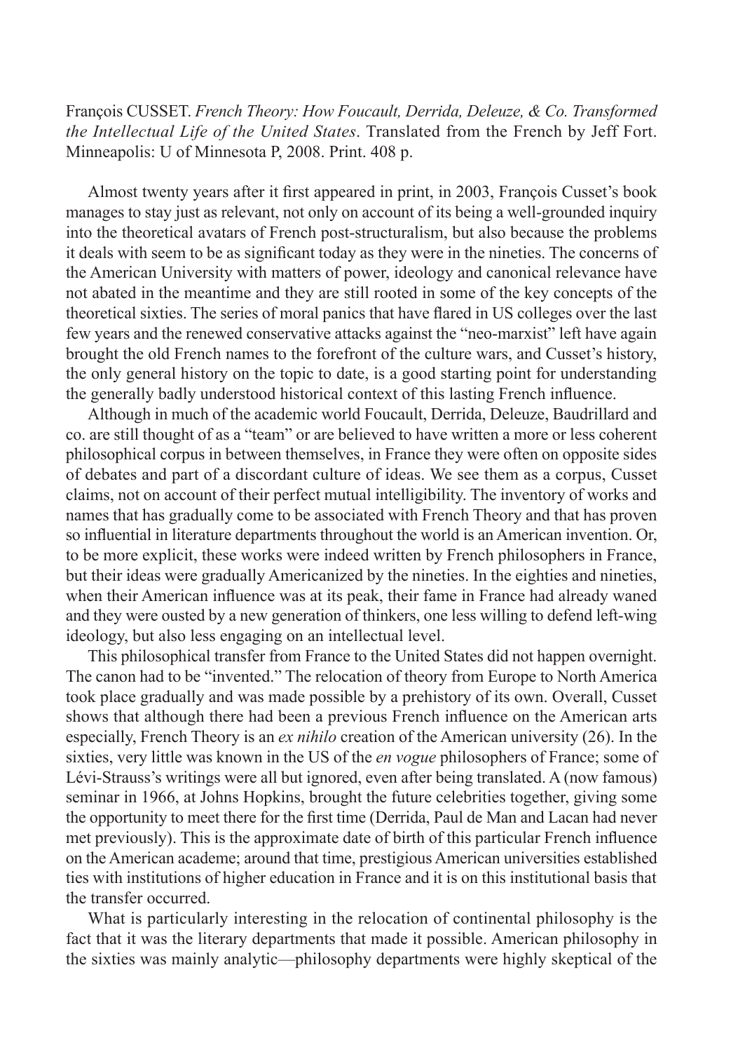François CUSSET. *French Theory: How Foucault, Derrida, Deleuze, & Co. Transformed the Intellectual Life of the United States*. Translated from the French by Jeff Fort. Minneapolis: U of Minnesota P, 2008. Print. 408 p.

Almost twenty years after it first appeared in print, in 2003, François Cusset's book manages to stay just as relevant, not only on account of its being a well-grounded inquiry into the theoretical avatars of French post-structuralism, but also because the problems it deals with seem to be as significant today as they were in the nineties. The concerns of the American University with matters of power, ideology and canonical relevance have not abated in the meantime and they are still rooted in some of the key concepts of the theoretical sixties. The series of moral panics that have flared in US colleges over the last few years and the renewed conservative attacks against the "neo-marxist" left have again brought the old French names to the forefront of the culture wars, and Cusset's history, the only general history on the topic to date, is a good starting point for understanding the generally badly understood historical context of this lasting French influence.

Although in much of the academic world Foucault, Derrida, Deleuze, Baudrillard and co. are still thought of as a "team" or are believed to have written a more or less coherent philosophical corpus in between themselves, in France they were often on opposite sides of debates and part of a discordant culture of ideas. We see them as a corpus, Cusset claims, not on account of their perfect mutual intelligibility. The inventory of works and names that has gradually come to be associated with French Theory and that has proven so influential in literature departments throughout the world is an American invention. Or, to be more explicit, these works were indeed written by French philosophers in France, but their ideas were gradually Americanized by the nineties. In the eighties and nineties, when their American influence was at its peak, their fame in France had already waned and they were ousted by a new generation of thinkers, one less willing to defend left-wing ideology, but also less engaging on an intellectual level.

This philosophical transfer from France to the United States did not happen overnight. The canon had to be "invented." The relocation of theory from Europe to North America took place gradually and was made possible by a prehistory of its own. Overall, Cusset shows that although there had been a previous French influence on the American arts especially, French Theory is an *ex nihilo* creation of the American university (26). In the sixties, very little was known in the US of the *en vogue* philosophers of France; some of Lévi-Strauss's writings were all but ignored, even after being translated. A (now famous) seminar in 1966, at Johns Hopkins, brought the future celebrities together, giving some the opportunity to meet there for the first time (Derrida, Paul de Man and Lacan had never met previously). This is the approximate date of birth of this particular French influence on the American academe; around that time, prestigious American universities established ties with institutions of higher education in France and it is on this institutional basis that the transfer occurred.

What is particularly interesting in the relocation of continental philosophy is the fact that it was the literary departments that made it possible. American philosophy in the sixties was mainly analytic—philosophy departments were highly skeptical of the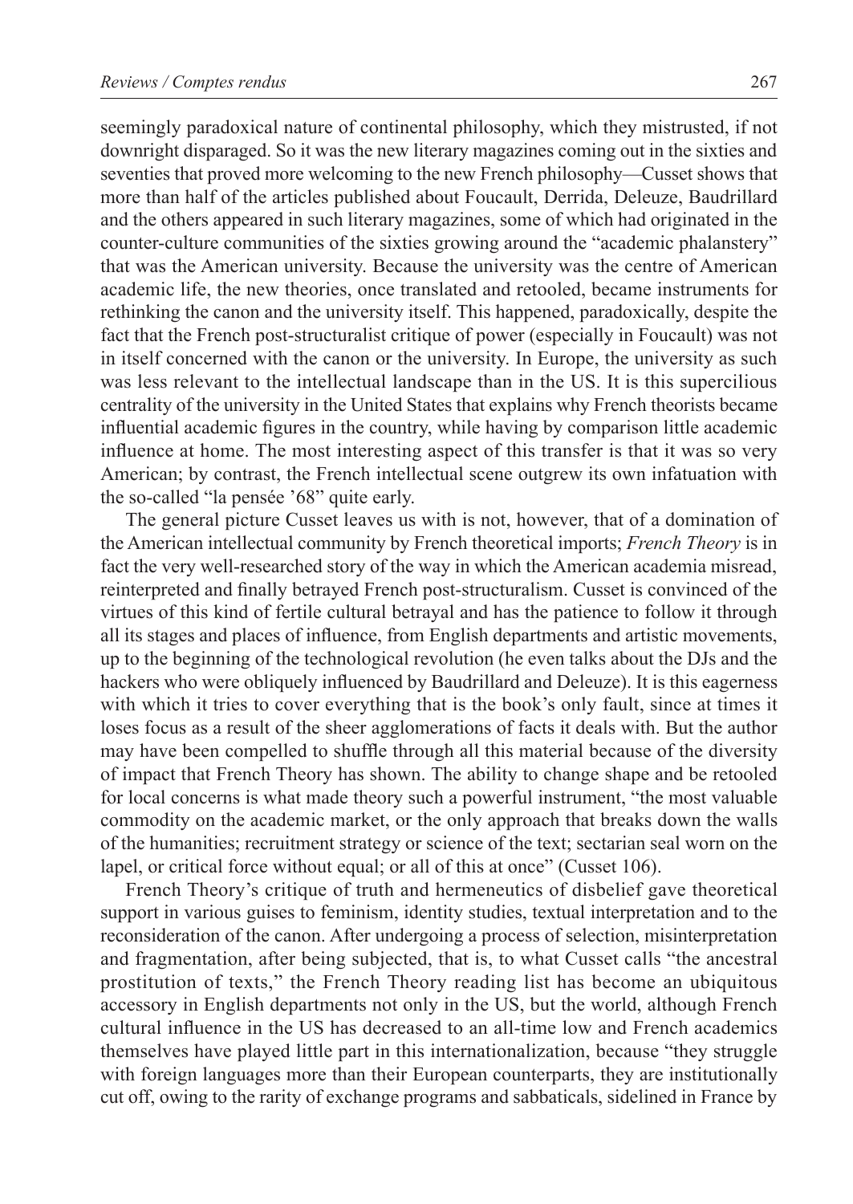seemingly paradoxical nature of continental philosophy, which they mistrusted, if not downright disparaged. So it was the new literary magazines coming out in the sixties and seventies that proved more welcoming to the new French philosophy—Cusset shows that more than half of the articles published about Foucault, Derrida, Deleuze, Baudrillard and the others appeared in such literary magazines, some of which had originated in the counter-culture communities of the sixties growing around the "academic phalanstery" that was the American university. Because the university was the centre of American academic life, the new theories, once translated and retooled, became instruments for rethinking the canon and the university itself. This happened, paradoxically, despite the fact that the French post-structuralist critique of power (especially in Foucault) was not in itself concerned with the canon or the university. In Europe, the university as such was less relevant to the intellectual landscape than in the US. It is this supercilious centrality of the university in the United States that explains why French theorists became influential academic figures in the country, while having by comparison little academic influence at home. The most interesting aspect of this transfer is that it was so very American; by contrast, the French intellectual scene outgrew its own infatuation with the so-called "la pensée '68" quite early.

The general picture Cusset leaves us with is not, however, that of a domination of the American intellectual community by French theoretical imports; *French Theory* is in fact the very well-researched story of the way in which the American academia misread, reinterpreted and finally betrayed French post-structuralism. Cusset is convinced of the virtues of this kind of fertile cultural betrayal and has the patience to follow it through all its stages and places of influence, from English departments and artistic movements, up to the beginning of the technological revolution (he even talks about the DJs and the hackers who were obliquely influenced by Baudrillard and Deleuze). It is this eagerness with which it tries to cover everything that is the book's only fault, since at times it loses focus as a result of the sheer agglomerations of facts it deals with. But the author may have been compelled to shuffle through all this material because of the diversity of impact that French Theory has shown. The ability to change shape and be retooled for local concerns is what made theory such a powerful instrument, "the most valuable commodity on the academic market, or the only approach that breaks down the walls of the humanities; recruitment strategy or science of the text; sectarian seal worn on the lapel, or critical force without equal; or all of this at once" (Cusset 106).

French Theory's critique of truth and hermeneutics of disbelief gave theoretical support in various guises to feminism, identity studies, textual interpretation and to the reconsideration of the canon. After undergoing a process of selection, misinterpretation and fragmentation, after being subjected, that is, to what Cusset calls "the ancestral prostitution of texts," the French Theory reading list has become an ubiquitous accessory in English departments not only in the US, but the world, although French cultural influence in the US has decreased to an all-time low and French academics themselves have played little part in this internationalization, because "they struggle with foreign languages more than their European counterparts, they are institutionally cut off, owing to the rarity of exchange programs and sabbaticals, sidelined in France by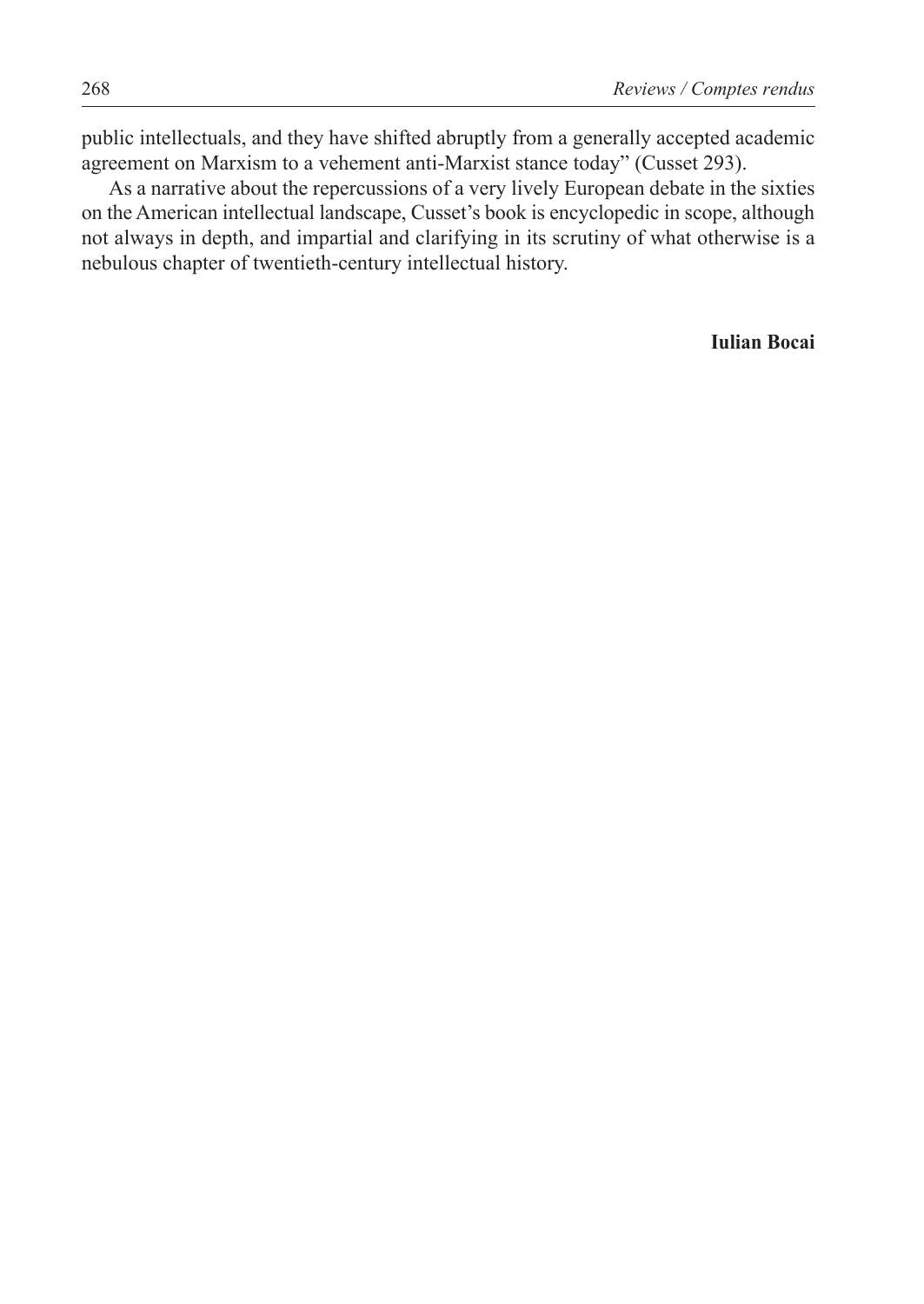public intellectuals, and they have shifted abruptly from a generally accepted academic agreement on Marxism to a vehement anti-Marxist stance today" (Cusset 293).

As a narrative about the repercussions of a very lively European debate in the sixties on the American intellectual landscape, Cusset's book is encyclopedic in scope, although not always in depth, and impartial and clarifying in its scrutiny of what otherwise is a nebulous chapter of twentieth-century intellectual history.

**Iulian Bocai**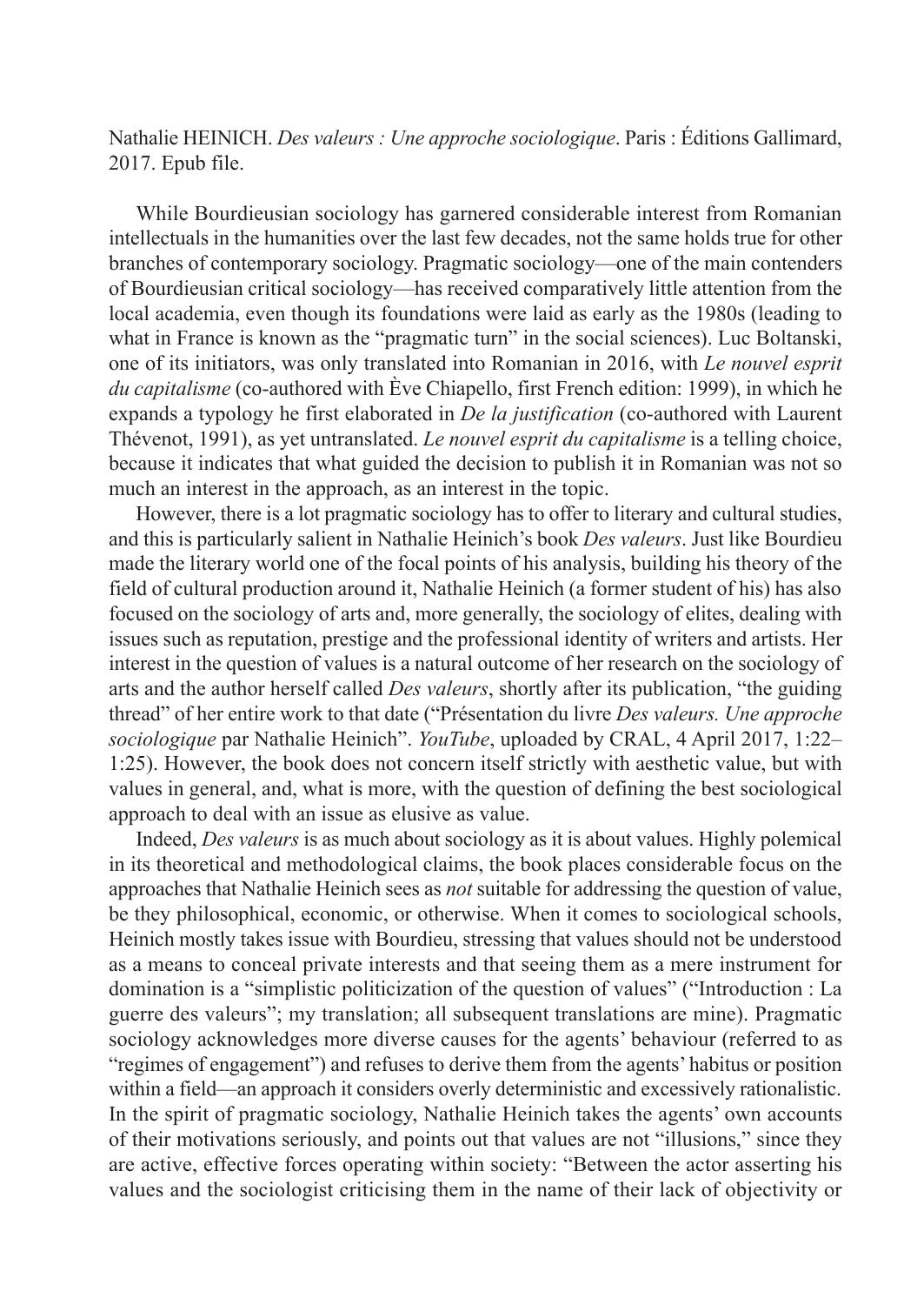Nathalie HEINICH. *Des valeurs : Une approche sociologique*. Paris : Éditions Gallimard, 2017. Epub file.

While Bourdieusian sociology has garnered considerable interest from Romanian intellectuals in the humanities over the last few decades, not the same holds true for other branches of contemporary sociology. Pragmatic sociology—one of the main contenders of Bourdieusian critical sociology—has received comparatively little attention from the local academia, even though its foundations were laid as early as the 1980s (leading to what in France is known as the "pragmatic turn" in the social sciences). Luc Boltanski, one of its initiators, was only translated into Romanian in 2016, with *Le nouvel esprit du capitalisme* (co-authored with Ève Chiapello, first French edition: 1999), in which he expands a typology he first elaborated in *De la justification* (co-authored with Laurent Thévenot, 1991), as yet untranslated. *Le nouvel esprit du capitalisme* is a telling choice, because it indicates that what guided the decision to publish it in Romanian was not so much an interest in the approach, as an interest in the topic.

However, there is a lot pragmatic sociology has to offer to literary and cultural studies, and this is particularly salient in Nathalie Heinich's book *Des valeurs*. Just like Bourdieu made the literary world one of the focal points of his analysis, building his theory of the field of cultural production around it, Nathalie Heinich (a former student of his) has also focused on the sociology of arts and, more generally, the sociology of elites, dealing with issues such as reputation, prestige and the professional identity of writers and artists. Her interest in the question of values is a natural outcome of her research on the sociology of arts and the author herself called *Des valeurs*, shortly after its publication, "the guiding thread" of her entire work to that date ("Présentation du livre *Des valeurs. Une approche sociologique* par Nathalie Heinich". *YouTube*, uploaded by CRAL, 4 April 2017, 1:22–1:25). However, the book does not concern itself strictly with aesthetic value, but with values in general, and, what is more, with the question of defining the best sociological approach to deal with an issue as elusive as value.

Indeed, *Des valeurs* is as much about sociology as it is about values. Highly polemical in its theoretical and methodological claims, the book places considerable focus on the approaches that Nathalie Heinich sees as *not* suitable for addressing the question of value, be they philosophical, economic, or otherwise. When it comes to sociological schools, Heinich mostly takes issue with Bourdieu, stressing that values should not be understood as a means to conceal private interests and that seeing them as a mere instrument for domination is a "simplistic politicization of the question of values" ("Introduction : La guerre des valeurs"; my translation; all subsequent translations are mine). Pragmatic sociology acknowledges more diverse causes for the agents' behaviour (referred to as "regimes of engagement") and refuses to derive them from the agents' habitus or position within a field—an approach it considers overly deterministic and excessively rationalistic. In the spirit of pragmatic sociology, Nathalie Heinich takes the agents' own accounts of their motivations seriously, and points out that values are not "illusions," since they are active, effective forces operating within society: "Between the actor asserting his values and the sociologist criticising them in the name of their lack of objectivity or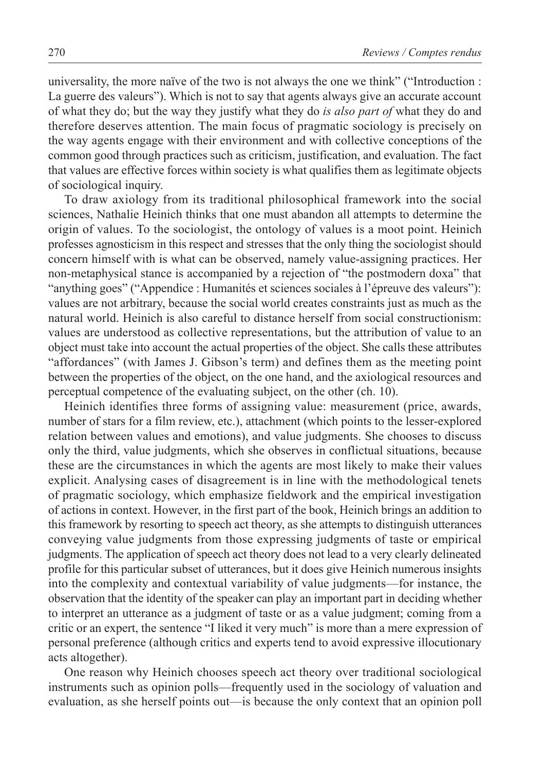universality, the more naïve of the two is not always the one we think" ("Introduction : La guerre des valeurs"). Which is not to say that agents always give an accurate account of what they do; but the way they justify what they do *is also part of* what they do and therefore deserves attention. The main focus of pragmatic sociology is precisely on the way agents engage with their environment and with collective conceptions of the common good through practices such as criticism, justification, and evaluation. The fact that values are effective forces within society is what qualifies them as legitimate objects of sociological inquiry.

To draw axiology from its traditional philosophical framework into the social sciences, Nathalie Heinich thinks that one must abandon all attempts to determine the origin of values. To the sociologist, the ontology of values is a moot point. Heinich professes agnosticism in this respect and stresses that the only thing the sociologist should concern himself with is what can be observed, namely value-assigning practices. Her non-metaphysical stance is accompanied by a rejection of "the postmodern doxa" that "anything goes" ("Appendice : Humanités et sciences sociales à l'épreuve des valeurs"): values are not arbitrary, because the social world creates constraints just as much as the natural world. Heinich is also careful to distance herself from social constructionism: values are understood as collective representations, but the attribution of value to an object must take into account the actual properties of the object. She calls these attributes "affordances" (with James J. Gibson's term) and defines them as the meeting point between the properties of the object, on the one hand, and the axiological resources and perceptual competence of the evaluating subject, on the other (ch. 10).

Heinich identifies three forms of assigning value: measurement (price, awards, number of stars for a film review, etc.), attachment (which points to the lesser-explored relation between values and emotions), and value judgments. She chooses to discuss only the third, value judgments, which she observes in conflictual situations, because these are the circumstances in which the agents are most likely to make their values explicit. Analysing cases of disagreement is in line with the methodological tenets of pragmatic sociology, which emphasize fieldwork and the empirical investigation of actions in context. However, in the first part of the book, Heinich brings an addition to this framework by resorting to speech act theory, as she attempts to distinguish utterances conveying value judgments from those expressing judgments of taste or empirical judgments. The application of speech act theory does not lead to a very clearly delineated profile for this particular subset of utterances, but it does give Heinich numerous insights into the complexity and contextual variability of value judgments—for instance, the observation that the identity of the speaker can play an important part in deciding whether to interpret an utterance as a judgment of taste or as a value judgment; coming from a critic or an expert, the sentence "I liked it very much" is more than a mere expression of personal preference (although critics and experts tend to avoid expressive illocutionary acts altogether).

One reason why Heinich chooses speech act theory over traditional sociological instruments such as opinion polls—frequently used in the sociology of valuation and evaluation, as she herself points out—is because the only context that an opinion poll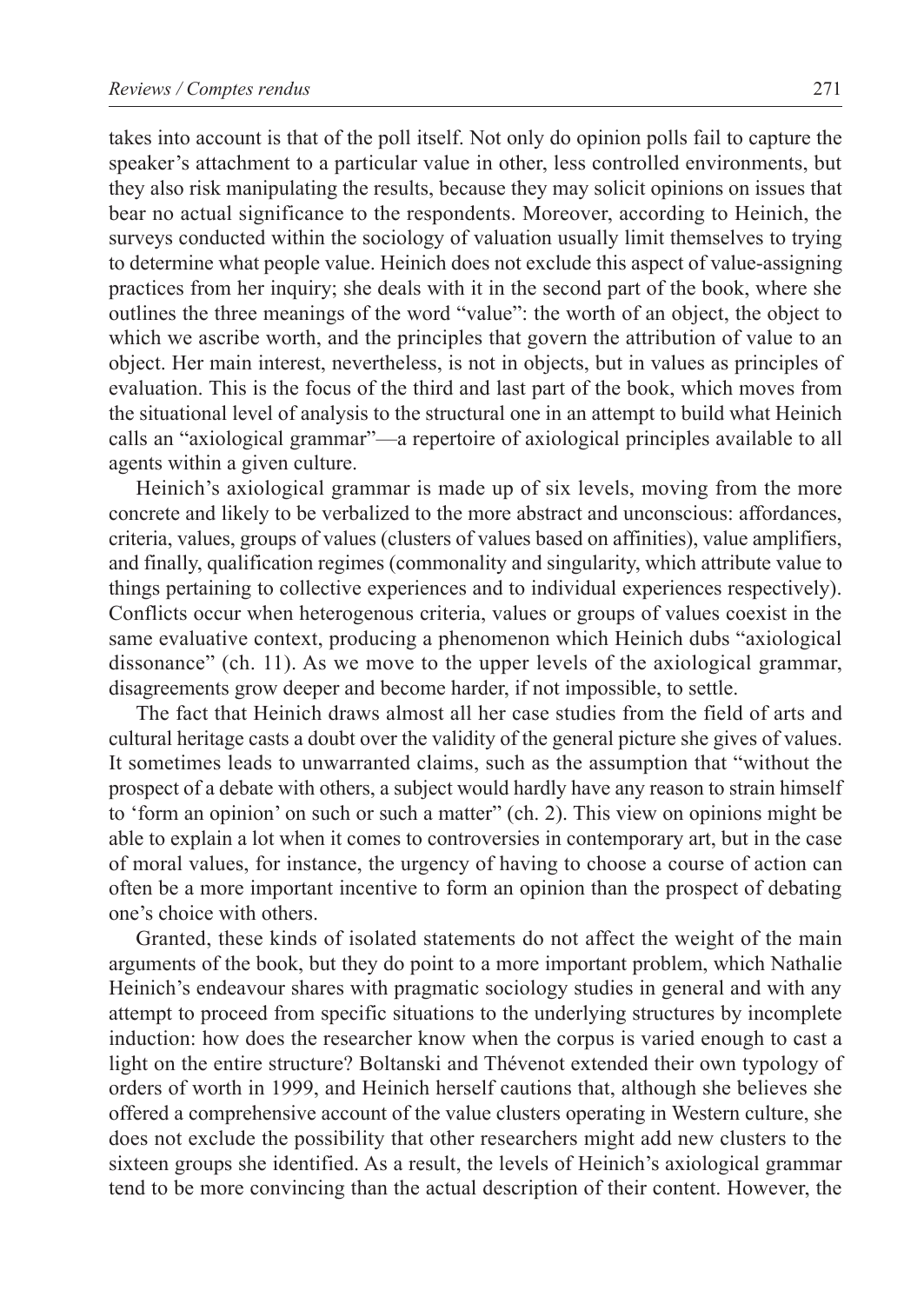takes into account is that of the poll itself. Not only do opinion polls fail to capture the speaker's attachment to a particular value in other, less controlled environments, but they also risk manipulating the results, because they may solicit opinions on issues that bear no actual significance to the respondents. Moreover, according to Heinich, the surveys conducted within the sociology of valuation usually limit themselves to trying to determine what people value. Heinich does not exclude this aspect of value-assigning practices from her inquiry; she deals with it in the second part of the book, where she outlines the three meanings of the word "value": the worth of an object, the object to which we ascribe worth, and the principles that govern the attribution of value to an object. Her main interest, nevertheless, is not in objects, but in values as principles of evaluation. This is the focus of the third and last part of the book, which moves from the situational level of analysis to the structural one in an attempt to build what Heinich calls an "axiological grammar"—a repertoire of axiological principles available to all agents within a given culture.

Heinich's axiological grammar is made up of six levels, moving from the more concrete and likely to be verbalized to the more abstract and unconscious: affordances, criteria, values, groups of values (clusters of values based on affinities), value amplifiers, and finally, qualification regimes (commonality and singularity, which attribute value to things pertaining to collective experiences and to individual experiences respectively). Conflicts occur when heterogenous criteria, values or groups of values coexist in the same evaluative context, producing a phenomenon which Heinich dubs "axiological dissonance" (ch. 11). As we move to the upper levels of the axiological grammar, disagreements grow deeper and become harder, if not impossible, to settle.

The fact that Heinich draws almost all her case studies from the field of arts and cultural heritage casts a doubt over the validity of the general picture she gives of values. It sometimes leads to unwarranted claims, such as the assumption that "without the prospect of a debate with others, a subject would hardly have any reason to strain himself to 'form an opinion' on such or such a matter" (ch. 2). This view on opinions might be able to explain a lot when it comes to controversies in contemporary art, but in the case of moral values, for instance, the urgency of having to choose a course of action can often be a more important incentive to form an opinion than the prospect of debating one's choice with others.

Granted, these kinds of isolated statements do not affect the weight of the main arguments of the book, but they do point to a more important problem, which Nathalie Heinich's endeavour shares with pragmatic sociology studies in general and with any attempt to proceed from specific situations to the underlying structures by incomplete induction: how does the researcher know when the corpus is varied enough to cast a light on the entire structure? Boltanski and Thévenot extended their own typology of orders of worth in 1999, and Heinich herself cautions that, although she believes she offered a comprehensive account of the value clusters operating in Western culture, she does not exclude the possibility that other researchers might add new clusters to the sixteen groups she identified. As a result, the levels of Heinich's axiological grammar tend to be more convincing than the actual description of their content. However, the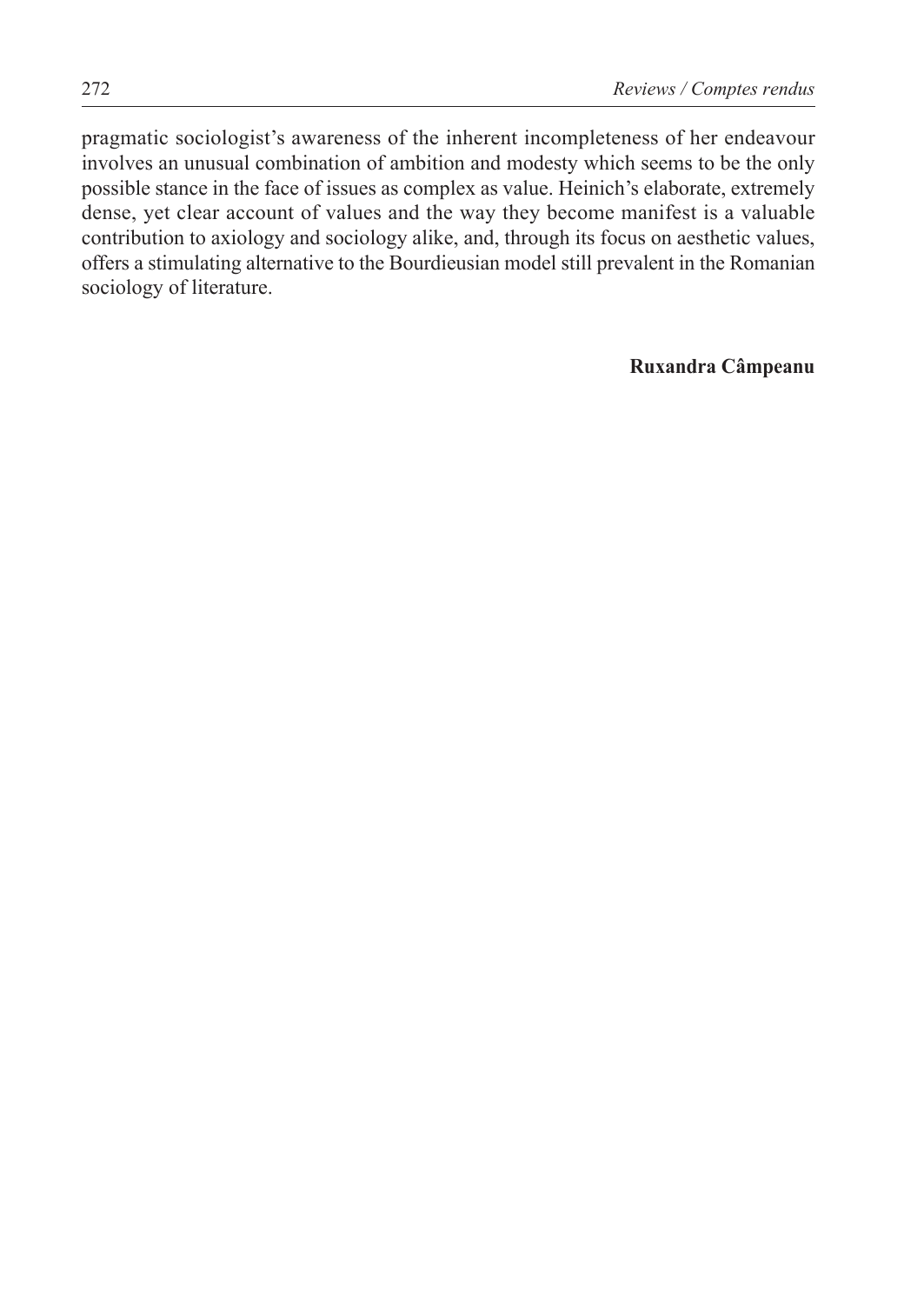pragmatic sociologist's awareness of the inherent incompleteness of her endeavour involves an unusual combination of ambition and modesty which seems to be the only possible stance in the face of issues as complex as value. Heinich's elaborate, extremely dense, yet clear account of values and the way they become manifest is a valuable contribution to axiology and sociology alike, and, through its focus on aesthetic values, offers a stimulating alternative to the Bourdieusian model still prevalent in the Romanian sociology of literature.

**Ruxandra Câmpeanu**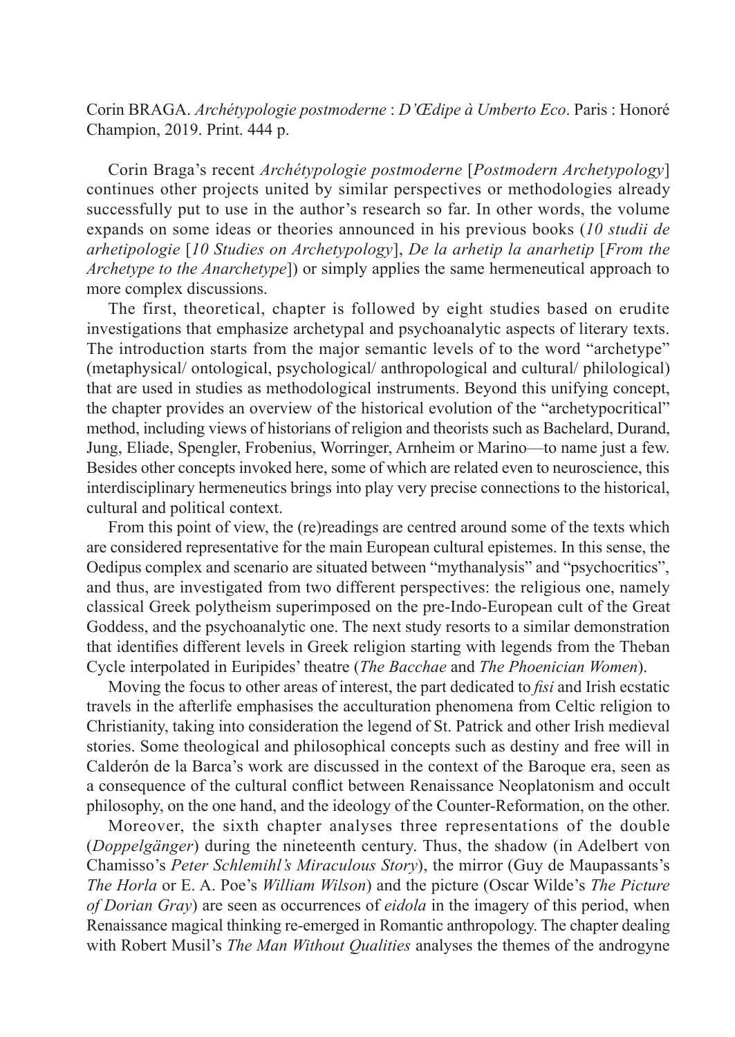Corin BRAGA. *Archétypologie postmoderne* : *D'Œdipe à Umberto Eco*. Paris : Honoré Champion, 2019. Print. 444 p.

Corin Braga's recent *Archétypologie postmoderne* [*Postmodern Archetypology*] continues other projects united by similar perspectives or methodologies already successfully put to use in the author's research so far. In other words, the volume expands on some ideas or theories announced in his previous books (*10 studii de arhetipologie* [*10 Studies on Archetypology*], *De la arhetip la anarhetip* [*From the Archetype to the Anarchetype*]) or simply applies the same hermeneutical approach to more complex discussions.

The first, theoretical, chapter is followed by eight studies based on erudite investigations that emphasize archetypal and psychoanalytic aspects of literary texts. The introduction starts from the major semantic levels of to the word "archetype" (metaphysical/ ontological, psychological/ anthropological and cultural/ philological) that are used in studies as methodological instruments. Beyond this unifying concept, the chapter provides an overview of the historical evolution of the "archetypocritical" method, including views of historians of religion and theorists such as Bachelard, Durand, Jung, Eliade, Spengler, Frobenius, Worringer, Arnheim or Marino—to name just a few. Besides other concepts invoked here, some of which are related even to neuroscience, this interdisciplinary hermeneutics brings into play very precise connections to the historical, cultural and political context.

From this point of view, the (re)readings are centred around some of the texts which are considered representative for the main European cultural epistemes. In this sense, the Oedipus complex and scenario are situated between "mythanalysis" and "psychocritics", and thus, are investigated from two different perspectives: the religious one, namely classical Greek polytheism superimposed on the pre-Indo-European cult of the Great Goddess, and the psychoanalytic one. The next study resorts to a similar demonstration that identifies different levels in Greek religion starting with legends from the Theban Cycle interpolated in Euripides' theatre (*The Bacchae* and *The Phoenician Women*).

Moving the focus to other areas of interest, the part dedicated to *fisi* and Irish ecstatic travels in the afterlife emphasises the acculturation phenomena from Celtic religion to Christianity, taking into consideration the legend of St. Patrick and other Irish medieval stories. Some theological and philosophical concepts such as destiny and free will in Calderón de la Barca's work are discussed in the context of the Baroque era, seen as a consequence of the cultural conflict between Renaissance Neoplatonism and occult philosophy, on the one hand, and the ideology of the Counter-Reformation, on the other.

Moreover, the sixth chapter analyses three representations of the double (*Doppelgänger*) during the nineteenth century. Thus, the shadow (in Adelbert von Chamisso's *Peter Schlemihl's Miraculous Story*), the mirror (Guy de Maupassants's *The Horla* or E. A. Poe's *William Wilson*) and the picture (Oscar Wilde's *The Picture of Dorian Gray*) are seen as occurrences of *eidola* in the imagery of this period, when Renaissance magical thinking re-emerged in Romantic anthropology. The chapter dealing with Robert Musil's *The Man Without Qualities* analyses the themes of the androgyne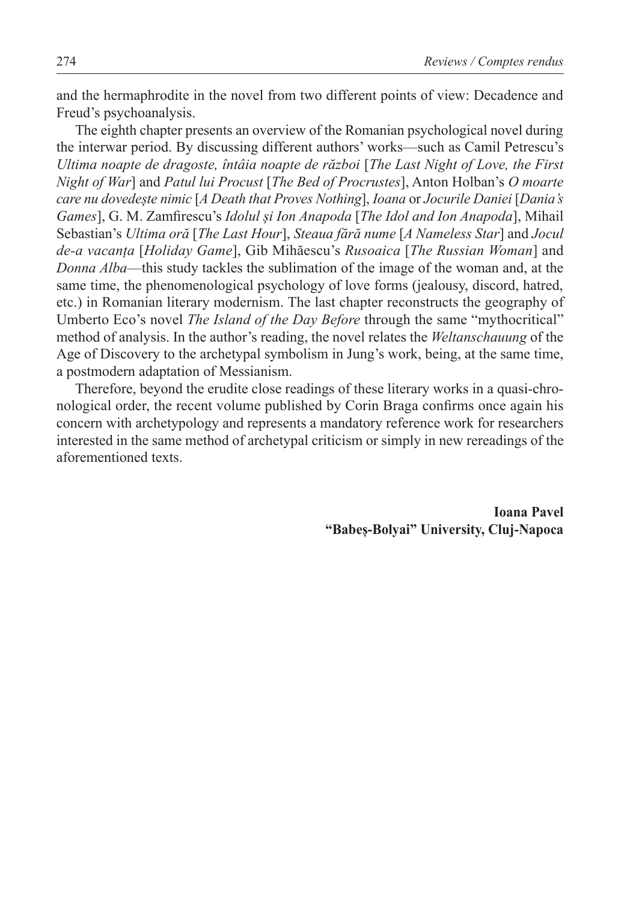and the hermaphrodite in the novel from two different points of view: Decadence and Freud's psychoanalysis.

The eighth chapter presents an overview of the Romanian psychological novel during the interwar period. By discussing different authors' works—such as Camil Petrescu's *Ultima noapte de dragoste, întâia noapte de război* [*The Last Night of Love, the First Night of War*] and *Patul lui Procust* [*The Bed of Procrustes*], Anton Holban's *O moarte care nu dovedește nimic* [*A Death that Proves Nothing*], *Ioana* or *Jocurile Daniei* [*Dania's Games*], G. M. Zamfirescu's *Idolul și Ion Anapoda* [*The Idol and Ion Anapoda*], Mihail Sebastian's *Ultima oră* [*The Last Hour*], *Steaua fără nume* [*A Nameless Star*] and *Jocul de-a vacanța* [*Holiday Game*], Gib Mihăescu's *Rusoaica* [*The Russian Woman*] and *Donna Alba*—this study tackles the sublimation of the image of the woman and, at the same time, the phenomenological psychology of love forms (jealousy, discord, hatred, etc.) in Romanian literary modernism. The last chapter reconstructs the geography of Umberto Eco's novel *The Island of the Day Before* through the same "mythocritical" method of analysis. In the author's reading, the novel relates the *Weltanschauung* of the Age of Discovery to the archetypal symbolism in Jung's work, being, at the same time, a postmodern adaptation of Messianism.

Therefore, beyond the erudite close readings of these literary works in a quasi-chronological order, the recent volume published by Corin Braga confirms once again his concern with archetypology and represents a mandatory reference work for researchers interested in the same method of archetypal criticism or simply in new rereadings of the aforementioned texts.

**Ioana Pavel**
**"Babeș-Bolyai" University, Cluj-Napoca**